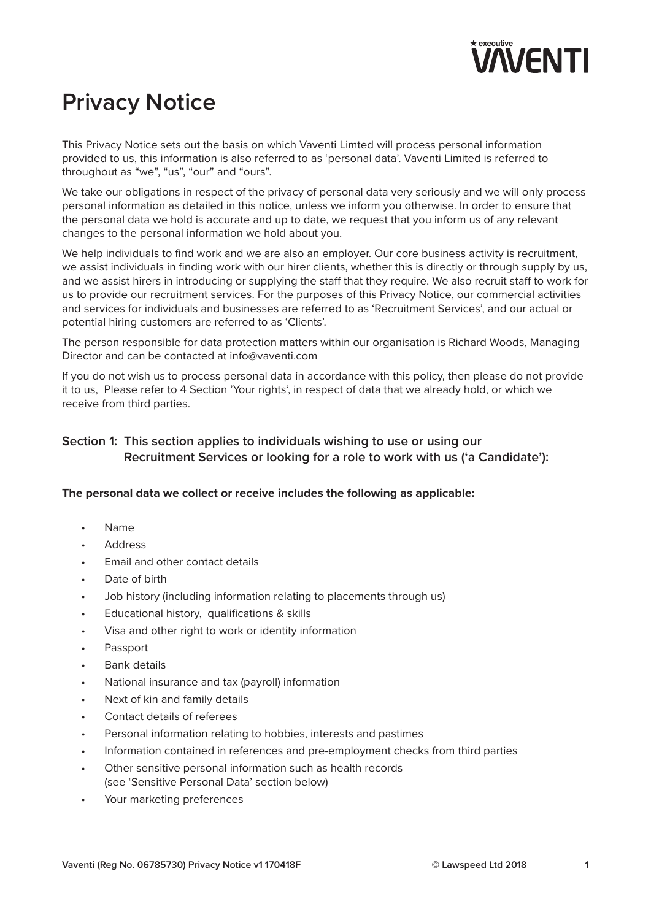# Privacy Notice

This Privacy Notice sets out the basis on which Vaventi Limted will process personal information provided to us, this information is also referred to as 'personal data'. Vaventi Limited is referred to throughout as "we", "us", "our" and "ours".

We take our obligations in respect of the privacy of personal data very seriously and we will only process personal information as detailed in this notice, unless we inform you otherwise. In order to ensure that the personal data we hold is accurate and up to date, we request that you inform us of any relevant changes to the personal information we hold about you.

We help individuals to find work and we are also an employer. Our core business activity is recruitment, we assist individuals in finding work with our hirer clients, whether this is directly or through supply by us, and we assist hirers in introducing or supplying the staff that they require. We also recruit staff to work for us to provide our recruitment services. For the purposes of this Privacy Notice, our commercial activities and services for individuals and businesses are referred to as 'Recruitment Services', and our actual or potential hiring customers are referred to as 'Clients'.

The person responsible for data protection matters within our organisation is Richard Woods, Managing Director and can be contacted at info@vaventi.com

If you do not wish us to process personal data in accordance with this policy, then please do not provide it to us, Please refer to 4 Section 'Your rights', in respect of data that we already hold, or which we receive from third parties.

## Section 1: This section applies to individuals wishing to use or using our Recruitment Services or looking for a role to work with us ('a Candidate'):

**The personal data we collect or receive includes the following as applicable:**

- Name
- Address
- Email and other contact details
- Date of birth
- Job history (including information relating to placements through us)
- Educational history, qualifications & skills
- Visa and other right to work or identity information
- Passport
- Bank details
- National insurance and tax (payroll) information
- Next of kin and family details
- Contact details of referees
- Personal information relating to hobbies, interests and pastimes
- Information contained in references and pre-employment checks from third parties
- Other sensitive personal information such as health records (see 'Sensitive Personal Data' section below)
- Your marketing preferences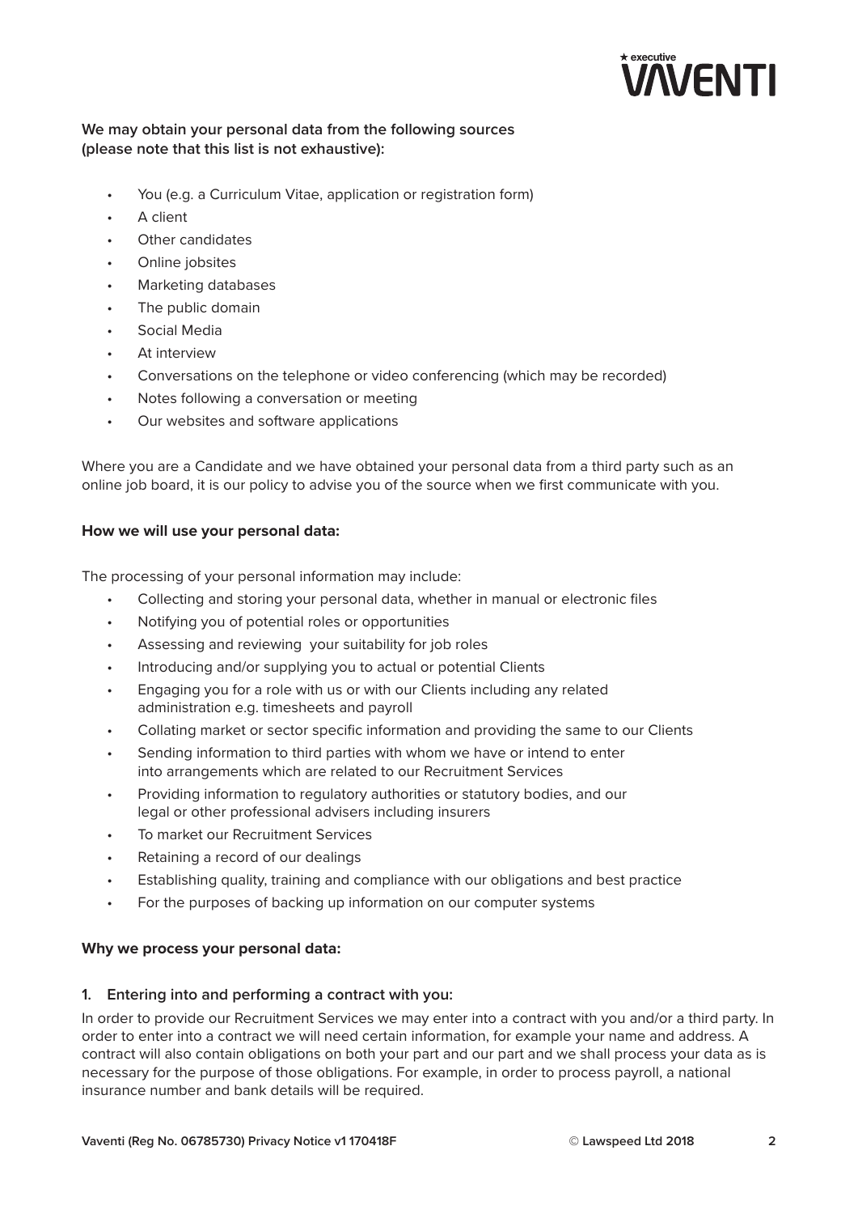**We may obtain your personal data from the following sources (please note that this list is not exhaustive):**

- You (e.g. a Curriculum Vitae, application or registration form)
- A client
- Other candidates
- Online jobsites
- Marketing databases
- The public domain
- Social Media
- At interview
- Conversations on the telephone or video conferencing (which may be recorded)
- Notes following a conversation or meeting
- Our websites and software applications

Where you are a Candidate and we have obtained your personal data from a third party such as an online job board, it is our policy to advise you of the source when we first communicate with you.

**How we will use your personal data:**

The processing of your personal information may include:

- Collecting and storing your personal data, whether in manual or electronic files
- Notifying you of potential roles or opportunities
- Assessing and reviewing your suitability for job roles
- Introducing and/or supplying you to actual or potential Clients
- Engaging you for a role with us or with our Clients including any related administration e.g. timesheets and payroll
- Collating market or sector specific information and providing the same to our Clients
- Sending information to third parties with whom we have or intend to enter into arrangements which are related to our Recruitment Services
- Providing information to regulatory authorities or statutory bodies, and our legal or other professional advisers including insurers
- To market our Recruitment Services
- Retaining a record of our dealings
- Establishing quality, training and compliance with our obligations and best practice
- For the purposes of backing up information on our computer systems

**Why we process your personal data:**

**1. Entering into and performing a contract with you:**

In order to provide our Recruitment Services we may enter into a contract with you and/or a third party. In order to enter into a contract we will need certain information, for example your name and address. A contract will also contain obligations on both your part and our part and we shall process your data as is necessary for the purpose of those obligations. For example, in order to process payroll, a national insurance number and bank details will be required.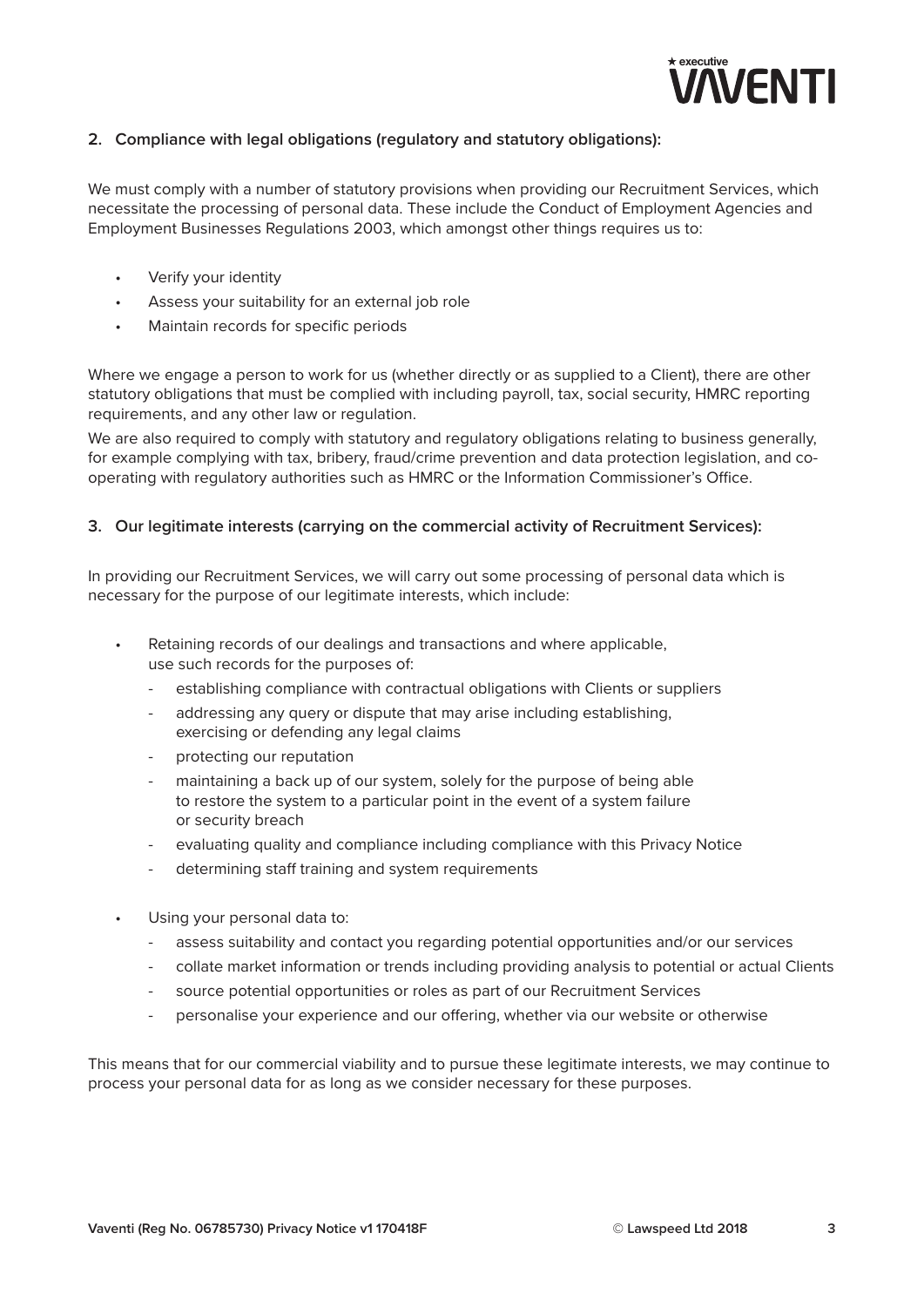### 2. Compliance with legal obligations (regulatory and statutory obligations):

We must comply with a number of statutory provisions when providing our Recruitment Services, which necessitate the processing of personal data. These include the Conduct of Employment Agencies and Employment Businesses Regulations 2003, which amongst other things requires us to:

- Verify your identity
- Assess your suitability for an external job role
- Maintain records for specific periods

Where we engage a person to work for us (whether directly or as supplied to a Client), there are other statutory obligations that must be complied with including payroll, tax, social security, HMRC reporting requirements, and any other law or regulation.

We are also required to comply with statutory and regulatory obligations relating to business generally, for example complying with tax, bribery, fraud/crime prevention and data protection legislation, and co-operating with regulatory authorities such as HMRC or the Information Commissioner's Office.

### 3. Our legitimate interests (carrying on the commercial activity of Recruitment Services):

In providing our Recruitment Services, we will carry out some processing of personal data which is necessary for the purpose of our legitimate interests, which include:

- Retaining records of our dealings and transactions and where applicable, use such records for the purposes of:
  - establishing compliance with contractual obligations with Clients or suppliers
  - addressing any query or dispute that may arise including establishing, exercising or defending any legal claims
  - protecting our reputation
  - maintaining a back up of our system, solely for the purpose of being able to restore the system to a particular point in the event of a system failure or security breach
  - evaluating quality and compliance including compliance with this Privacy Notice
  - determining staff training and system requirements
- Using your personal data to:
  - assess suitability and contact you regarding potential opportunities and/or our services
  - collate market information or trends including providing analysis to potential or actual Clients
  - source potential opportunities or roles as part of our Recruitment Services
  - personalise your experience and our offering, whether via our website or otherwise

This means that for our commercial viability and to pursue these legitimate interests, we may continue to process your personal data for as long as we consider necessary for these purposes.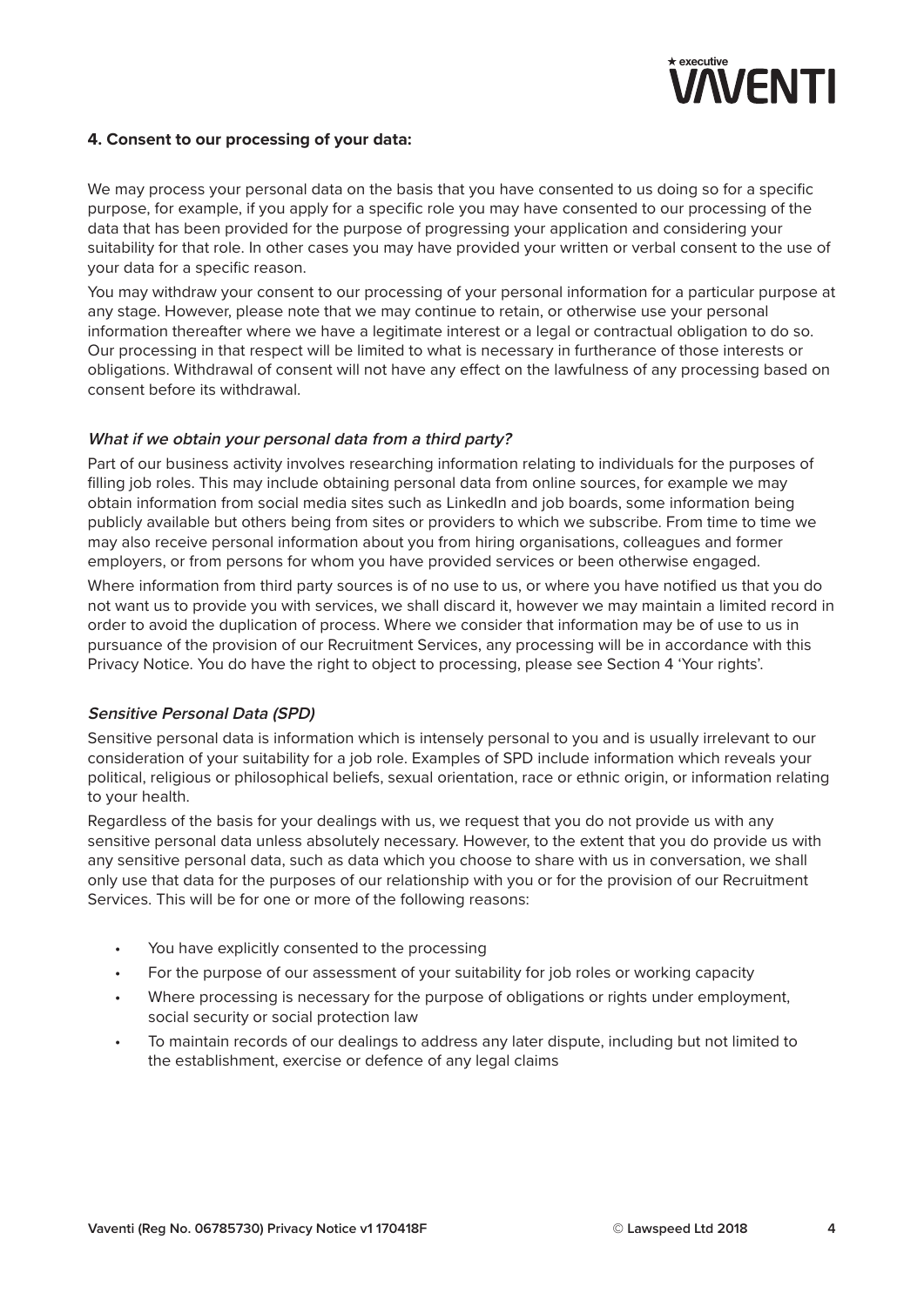#### 4. Consent to our processing of your data:

We may process your personal data on the basis that you have consented to us doing so for a specific purpose, for example, if you apply for a specific role you may have consented to our processing of the data that has been provided for the purpose of progressing your application and considering your suitability for that role. In other cases you may have provided your written or verbal consent to the use of your data for a specific reason.

You may withdraw your consent to our processing of your personal information for a particular purpose at any stage. However, please note that we may continue to retain, or otherwise use your personal information thereafter where we have a legitimate interest or a legal or contractual obligation to do so. Our processing in that respect will be limited to what is necessary in furtherance of those interests or obligations. Withdrawal of consent will not have any effect on the lawfulness of any processing based on consent before its withdrawal.

##### *What if we obtain your personal data from a third party?*

Part of our business activity involves researching information relating to individuals for the purposes of filling job roles. This may include obtaining personal data from online sources, for example we may obtain information from social media sites such as LinkedIn and job boards, some information being publicly available but others being from sites or providers to which we subscribe. From time to time we may also receive personal information about you from hiring organisations, colleagues and former employers, or from persons for whom you have provided services or been otherwise engaged.

Where information from third party sources is of no use to us, or where you have notified us that you do not want us to provide you with services, we shall discard it, however we may maintain a limited record in order to avoid the duplication of process. Where we consider that information may be of use to us in pursuance of the provision of our Recruitment Services, any processing will be in accordance with this Privacy Notice. You do have the right to object to processing, please see Section 4 'Your rights'.

##### *Sensitive Personal Data (SPD)*

Sensitive personal data is information which is intensely personal to you and is usually irrelevant to our consideration of your suitability for a job role. Examples of SPD include information which reveals your political, religious or philosophical beliefs, sexual orientation, race or ethnic origin, or information relating to your health.

Regardless of the basis for your dealings with us, we request that you do not provide us with any sensitive personal data unless absolutely necessary. However, to the extent that you do provide us with any sensitive personal data, such as data which you choose to share with us in conversation, we shall only use that data for the purposes of our relationship with you or for the provision of our Recruitment Services. This will be for one or more of the following reasons:

- You have explicitly consented to the processing
- For the purpose of our assessment of your suitability for job roles or working capacity
- Where processing is necessary for the purpose of obligations or rights under employment, social security or social protection law
- To maintain records of our dealings to address any later dispute, including but not limited to the establishment, exercise or defence of any legal claims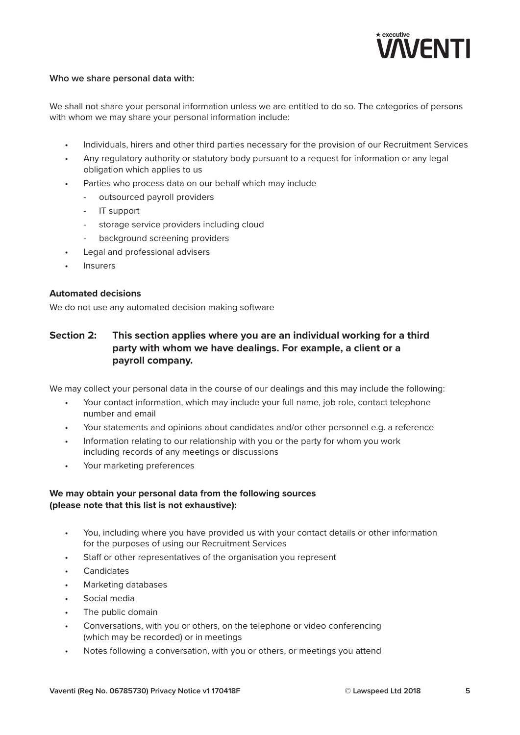**Who we share personal data with:**

We shall not share your personal information unless we are entitled to do so. The categories of persons with whom we may share your personal information include:

- Individuals, hirers and other third parties necessary for the provision of our Recruitment Services
- Any regulatory authority or statutory body pursuant to a request for information or any legal obligation which applies to us
- Parties who process data on our behalf which may include
  - outsourced payroll providers
  - IT support
  - storage service providers including cloud
  - background screening providers
- Legal and professional advisers
- Insurers

**Automated decisions**

We do not use any automated decision making software

## Section 2: This section applies where you are an individual working for a third party with whom we have dealings. For example, a client or a payroll company.

We may collect your personal data in the course of our dealings and this may include the following:

- Your contact information, which may include your full name, job role, contact telephone number and email
- Your statements and opinions about candidates and/or other personnel e.g. a reference
- Information relating to our relationship with you or the party for whom you work including records of any meetings or discussions
- Your marketing preferences

**We may obtain your personal data from the following sources (please note that this list is not exhaustive):**

- You, including where you have provided us with your contact details or other information for the purposes of using our Recruitment Services
- Staff or other representatives of the organisation you represent
- Candidates
- Marketing databases
- Social media
- The public domain
- Conversations, with you or others, on the telephone or video conferencing (which may be recorded) or in meetings
- Notes following a conversation, with you or others, or meetings you attend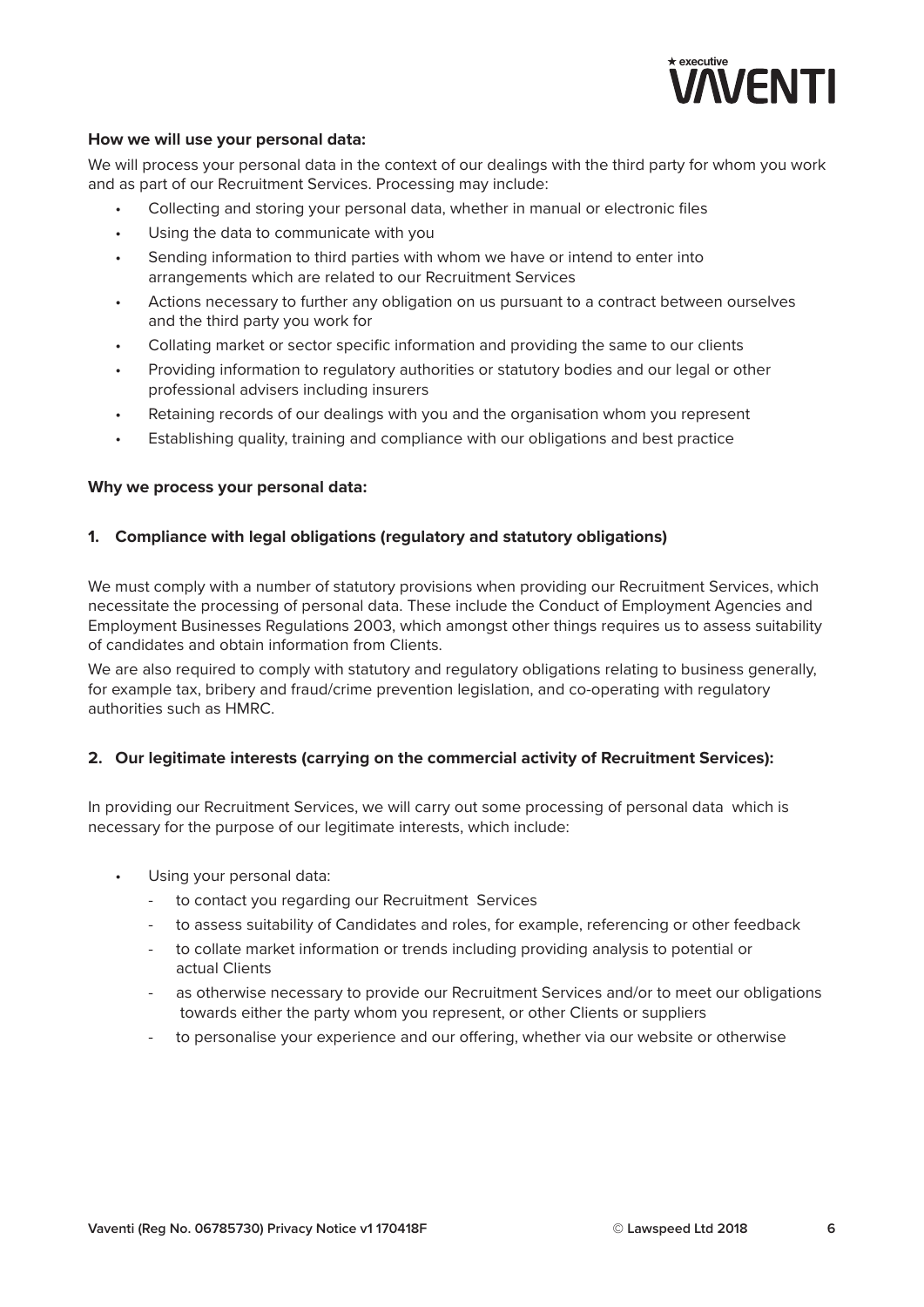**How we will use your personal data:**

We will process your personal data in the context of our dealings with the third party for whom you work and as part of our Recruitment Services. Processing may include:

- Collecting and storing your personal data, whether in manual or electronic files
- Using the data to communicate with you
- Sending information to third parties with whom we have or intend to enter into arrangements which are related to our Recruitment Services
- Actions necessary to further any obligation on us pursuant to a contract between ourselves and the third party you work for
- Collating market or sector specific information and providing the same to our clients
- Providing information to regulatory authorities or statutory bodies and our legal or other professional advisers including insurers
- Retaining records of our dealings with you and the organisation whom you represent
- Establishing quality, training and compliance with our obligations and best practice

**Why we process your personal data:**

**1. Compliance with legal obligations (regulatory and statutory obligations)**

We must comply with a number of statutory provisions when providing our Recruitment Services, which necessitate the processing of personal data. These include the Conduct of Employment Agencies and Employment Businesses Regulations 2003, which amongst other things requires us to assess suitability of candidates and obtain information from Clients.

We are also required to comply with statutory and regulatory obligations relating to business generally, for example tax, bribery and fraud/crime prevention legislation, and co-operating with regulatory authorities such as HMRC.

**2. Our legitimate interests (carrying on the commercial activity of Recruitment Services):**

In providing our Recruitment Services, we will carry out some processing of personal data which is necessary for the purpose of our legitimate interests, which include:

- Using your personal data:
  - to contact you regarding our Recruitment Services
  - to assess suitability of Candidates and roles, for example, referencing or other feedback
  - to collate market information or trends including providing analysis to potential or actual Clients
  - as otherwise necessary to provide our Recruitment Services and/or to meet our obligations towards either the party whom you represent, or other Clients or suppliers
  - to personalise your experience and our offering, whether via our website or otherwise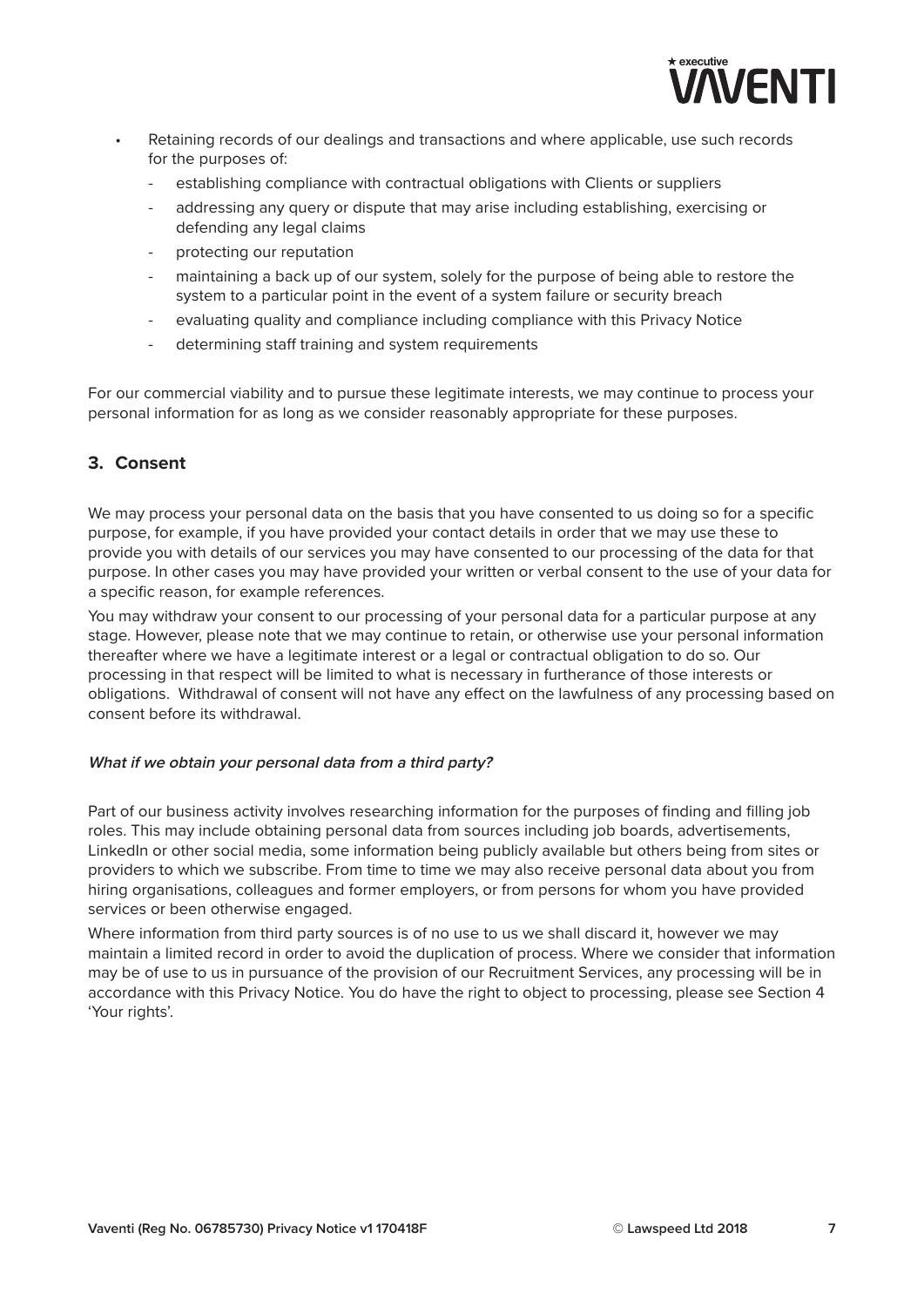- Retaining records of our dealings and transactions and where applicable, use such records for the purposes of:
    - establishing compliance with contractual obligations with Clients or suppliers
    - addressing any query or dispute that may arise including establishing, exercising or defending any legal claims
    - protecting our reputation
    - maintaining a back up of our system, solely for the purpose of being able to restore the system to a particular point in the event of a system failure or security breach
    - evaluating quality and compliance including compliance with this Privacy Notice
    - determining staff training and system requirements

For our commercial viability and to pursue these legitimate interests, we may continue to process your personal information for as long as we consider reasonably appropriate for these purposes.

## 3. Consent

We may process your personal data on the basis that you have consented to us doing so for a specific purpose, for example, if you have provided your contact details in order that we may use these to provide you with details of our services you may have consented to our processing of the data for that purpose. In other cases you may have provided your written or verbal consent to the use of your data for a specific reason, for example references.

You may withdraw your consent to our processing of your personal data for a particular purpose at any stage. However, please note that we may continue to retain, or otherwise use your personal information thereafter where we have a legitimate interest or a legal or contractual obligation to do so. Our processing in that respect will be limited to what is necessary in furtherance of those interests or obligations. Withdrawal of consent will not have any effect on the lawfulness of any processing based on consent before its withdrawal.

***What if we obtain your personal data from a third party?***

Part of our business activity involves researching information for the purposes of finding and filling job roles. This may include obtaining personal data from sources including job boards, advertisements, LinkedIn or other social media, some information being publicly available but others being from sites or providers to which we subscribe. From time to time we may also receive personal data about you from hiring organisations, colleagues and former employers, or from persons for whom you have provided services or been otherwise engaged.

Where information from third party sources is of no use to us we shall discard it, however we may maintain a limited record in order to avoid the duplication of process. Where we consider that information may be of use to us in pursuance of the provision of our Recruitment Services, any processing will be in accordance with this Privacy Notice. You do have the right to object to processing, please see Section 4 'Your rights'.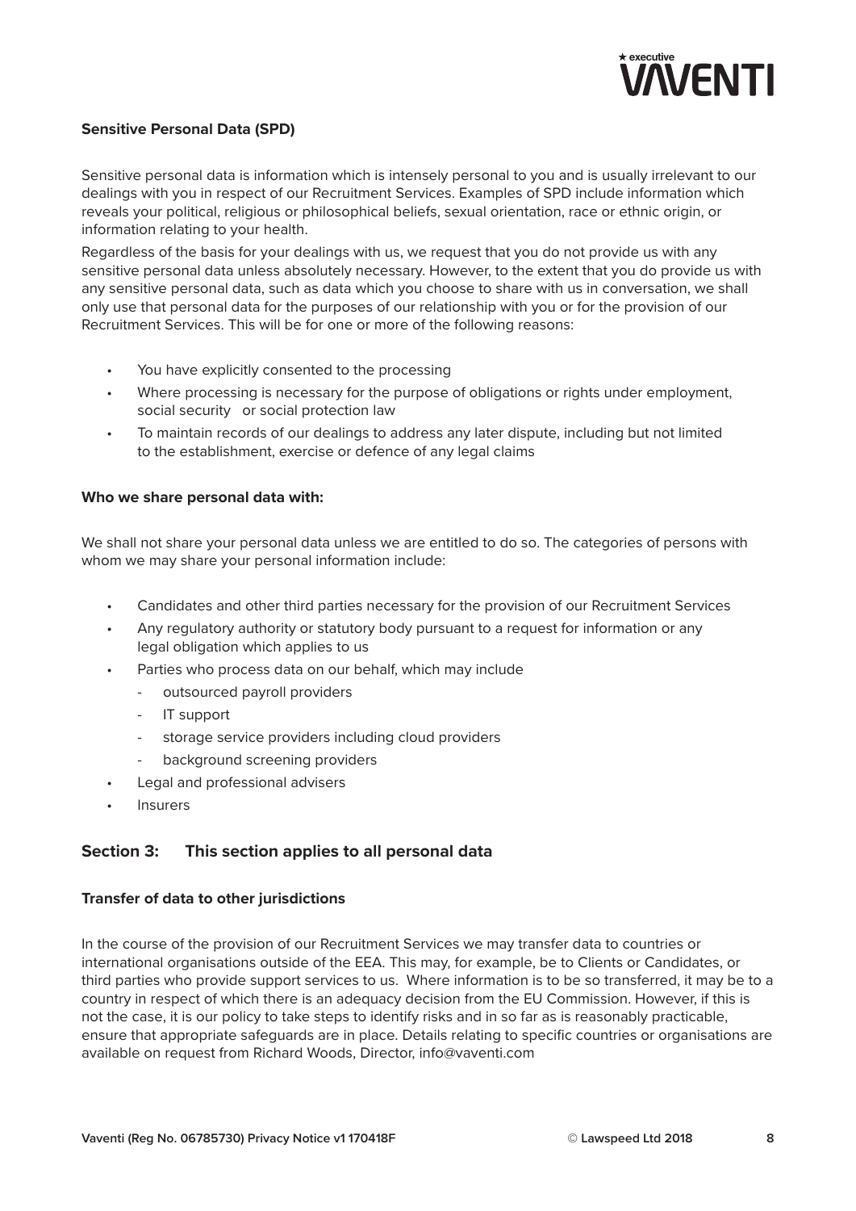**Sensitive Personal Data (SPD)**

Sensitive personal data is information which is intensely personal to you and is usually irrelevant to our dealings with you in respect of our Recruitment Services. Examples of SPD include information which reveals your political, religious or philosophical beliefs, sexual orientation, race or ethnic origin, or information relating to your health.

Regardless of the basis for your dealings with us, we request that you do not provide us with any sensitive personal data unless absolutely necessary. However, to the extent that you do provide us with any sensitive personal data, such as data which you choose to share with us in conversation, we shall only use that personal data for the purposes of our relationship with you or for the provision of our Recruitment Services. This will be for one or more of the following reasons:

- You have explicitly consented to the processing
- Where processing is necessary for the purpose of obligations or rights under employment, social security or social protection law
- To maintain records of our dealings to address any later dispute, including but not limited to the establishment, exercise or defence of any legal claims

**Who we share personal data with:**

We shall not share your personal data unless we are entitled to do so. The categories of persons with whom we may share your personal information include:

- Candidates and other third parties necessary for the provision of our Recruitment Services
- Any regulatory authority or statutory body pursuant to a request for information or any legal obligation which applies to us
- Parties who process data on our behalf, which may include
  - outsourced payroll providers
  - IT support
  - storage service providers including cloud providers
  - background screening providers
- Legal and professional advisers
- Insurers

## Section 3: This section applies to all personal data

**Transfer of data to other jurisdictions**

In the course of the provision of our Recruitment Services we may transfer data to countries or international organisations outside of the EEA. This may, for example, be to Clients or Candidates, or third parties who provide support services to us. Where information is to be so transferred, it may be to a country in respect of which there is an adequacy decision from the EU Commission. However, if this is not the case, it is our policy to take steps to identify risks and in so far as is reasonably practicable, ensure that appropriate safeguards are in place. Details relating to specific countries or organisations are available on request from Richard Woods, Director, info@vaventi.com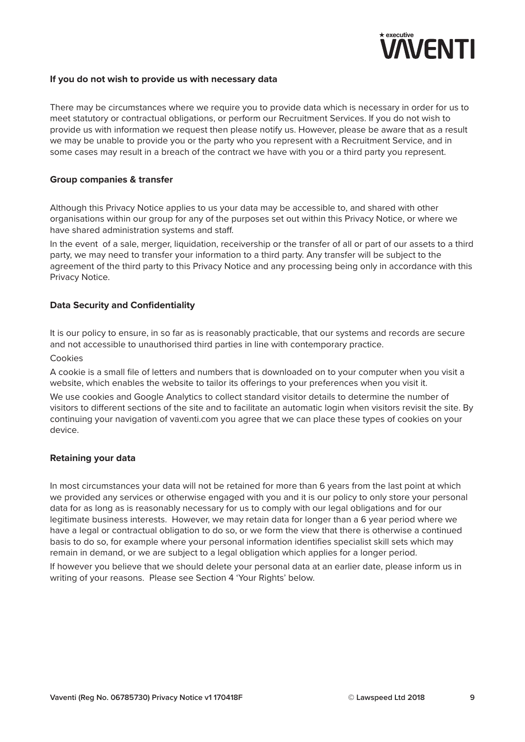**If you do not wish to provide us with necessary data**

There may be circumstances where we require you to provide data which is necessary in order for us to meet statutory or contractual obligations, or perform our Recruitment Services. If you do not wish to provide us with information we request then please notify us. However, please be aware that as a result we may be unable to provide you or the party who you represent with a Recruitment Service, and in some cases may result in a breach of the contract we have with you or a third party you represent.

**Group companies & transfer**

Although this Privacy Notice applies to us your data may be accessible to, and shared with other organisations within our group for any of the purposes set out within this Privacy Notice, or where we have shared administration systems and staff.

In the event of a sale, merger, liquidation, receivership or the transfer of all or part of our assets to a third party, we may need to transfer your information to a third party. Any transfer will be subject to the agreement of the third party to this Privacy Notice and any processing being only in accordance with this Privacy Notice.

**Data Security and Confidentiality**

It is our policy to ensure, in so far as is reasonably practicable, that our systems and records are secure and not accessible to unauthorised third parties in line with contemporary practice.

Cookies

A cookie is a small file of letters and numbers that is downloaded on to your computer when you visit a website, which enables the website to tailor its offerings to your preferences when you visit it.

We use cookies and Google Analytics to collect standard visitor details to determine the number of visitors to different sections of the site and to facilitate an automatic login when visitors revisit the site. By continuing your navigation of vaventi.com you agree that we can place these types of cookies on your device.

**Retaining your data**

In most circumstances your data will not be retained for more than 6 years from the last point at which we provided any services or otherwise engaged with you and it is our policy to only store your personal data for as long as is reasonably necessary for us to comply with our legal obligations and for our legitimate business interests. However, we may retain data for longer than a 6 year period where we have a legal or contractual obligation to do so, or we form the view that there is otherwise a continued basis to do so, for example where your personal information identifies specialist skill sets which may remain in demand, or we are subject to a legal obligation which applies for a longer period.

If however you believe that we should delete your personal data at an earlier date, please inform us in writing of your reasons. Please see Section 4 'Your Rights' below.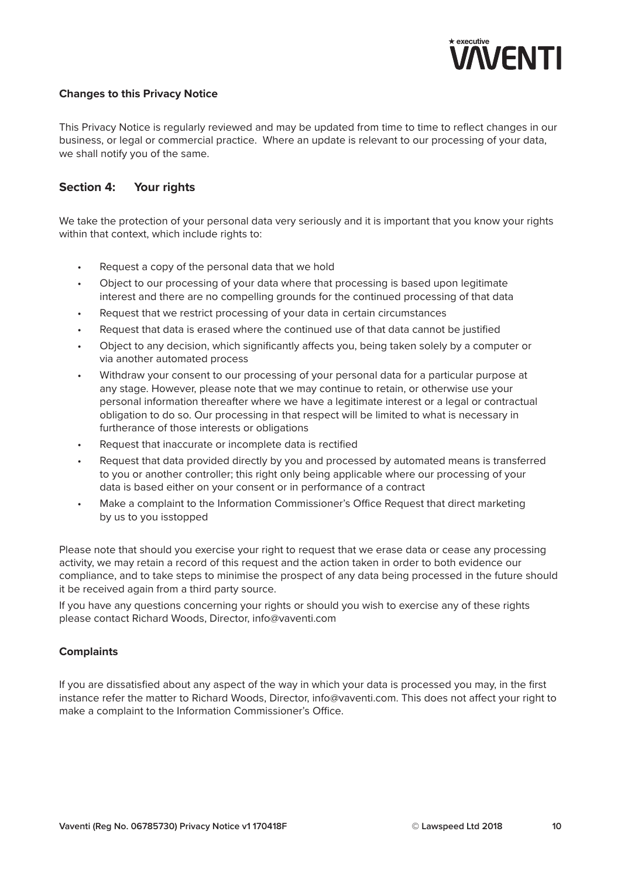**Changes to this Privacy Notice**

This Privacy Notice is regularly reviewed and may be updated from time to time to reflect changes in our business, or legal or commercial practice. Where an update is relevant to our processing of your data, we shall notify you of the same.

## Section 4: Your rights

We take the protection of your personal data very seriously and it is important that you know your rights within that context, which include rights to:

- Request a copy of the personal data that we hold
- Object to our processing of your data where that processing is based upon legitimate interest and there are no compelling grounds for the continued processing of that data
- Request that we restrict processing of your data in certain circumstances
- Request that data is erased where the continued use of that data cannot be justified
- Object to any decision, which significantly affects you, being taken solely by a computer or via another automated process
- Withdraw your consent to our processing of your personal data for a particular purpose at any stage. However, please note that we may continue to retain, or otherwise use your personal information thereafter where we have a legitimate interest or a legal or contractual obligation to do so. Our processing in that respect will be limited to what is necessary in furtherance of those interests or obligations
- Request that inaccurate or incomplete data is rectified
- Request that data provided directly by you and processed by automated means is transferred to you or another controller; this right only being applicable where our processing of your data is based either on your consent or in performance of a contract
- Make a complaint to the Information Commissioner's Office Request that direct marketing by us to you isstopped

Please note that should you exercise your right to request that we erase data or cease any processing activity, we may retain a record of this request and the action taken in order to both evidence our compliance, and to take steps to minimise the prospect of any data being processed in the future should it be received again from a third party source.

If you have any questions concerning your rights or should you wish to exercise any of these rights please contact Richard Woods, Director, info@vaventi.com

**Complaints**

If you are dissatisfied about any aspect of the way in which your data is processed you may, in the first instance refer the matter to Richard Woods, Director, info@vaventi.com. This does not affect your right to make a complaint to the Information Commissioner's Office.